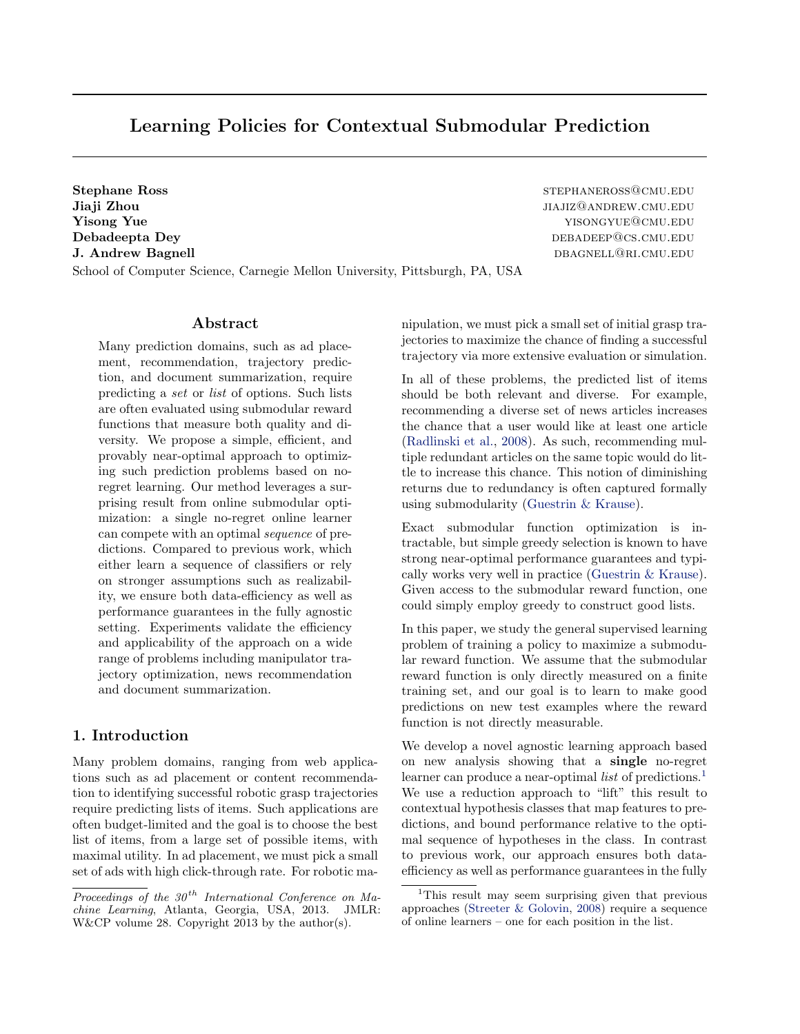# Learning Policies for Contextual Submodular Prediction

**Stephane Ross** STEPHANEROSS@CMU.EDU
**Jiaji Zhou** JIAJIZ@ANDREW.CMU.EDU
**Yisong Yue** YISONGYUE@CMU.EDU
**Debadeepta Dey** DEBADEEP@CS.CMU.EDU
**J. Andrew Bagnell** DBAGNELL@RI.CMU.EDU

School of Computer Science, Carnegie Mellon University, Pittsburgh, PA, USA

## Abstract

Many prediction domains, such as ad placement, recommendation, trajectory prediction, and document summarization, require predicting a *set* or *list* of options. Such lists are often evaluated using submodular reward functions that measure both quality and diversity. We propose a simple, efficient, and provably near-optimal approach to optimizing such prediction problems based on no-regret learning. Our method leverages a surprising result from online submodular optimization: a single no-regret online learner can compete with an optimal *sequence* of predictions. Compared to previous work, which either learn a sequence of classifiers or rely on stronger assumptions such as realizability, we ensure both data-efficiency as well as performance guarantees in the fully agnostic setting. Experiments validate the efficiency and applicability of the approach on a wide range of problems including manipulator trajectory optimization, news recommendation and document summarization.

## 1. Introduction

Many problem domains, ranging from web applications such as ad placement or content recommendation to identifying successful robotic grasp trajectories require predicting lists of items. Such applications are often budget-limited and the goal is to choose the best list of items, from a large set of possible items, with maximal utility. In ad placement, we must pick a small set of ads with high click-through rate. For robotic manipulation, we must pick a small set of initial grasp trajectories to maximize the chance of finding a successful trajectory via more extensive evaluation or simulation.

In all of these problems, the predicted list of items should be both relevant and diverse. For example, recommending a diverse set of news articles increases the chance that a user would like at least one article (Radlinski et al., 2008). As such, recommending multiple redundant articles on the same topic would do little to increase this chance. This notion of diminishing returns due to redundancy is often captured formally using submodularity (Guestrin & Krause).

Exact submodular function optimization is intractable, but simple greedy selection is known to have strong near-optimal performance guarantees and typically works very well in practice (Guestrin & Krause). Given access to the submodular reward function, one could simply employ greedy to construct good lists.

In this paper, we study the general supervised learning problem of training a policy to maximize a submodular reward function. We assume that the submodular reward function is only directly measured on a finite training set, and our goal is to learn to make good predictions on new test examples where the reward function is not directly measurable.

We develop a novel agnostic learning approach based on new analysis showing that a **single** no-regret learner can produce a near-optimal *list* of predictions.[1] We use a reduction approach to "lift" this result to contextual hypothesis classes that map features to predictions, and bound performance relative to the optimal sequence of hypotheses in the class. In contrast to previous work, our approach ensures both data-efficiency as well as performance guarantees in the fully

[1] This result may seem surprising given that previous approaches (Streeter & Golovin, 2008) require a sequence of online learners – one for each position in the list.

*Proceedings of the 30th International Conference on Machine Learning*, Atlanta, Georgia, USA, 2013. JMLR: W&CP volume 28. Copyright 2013 by the author(s).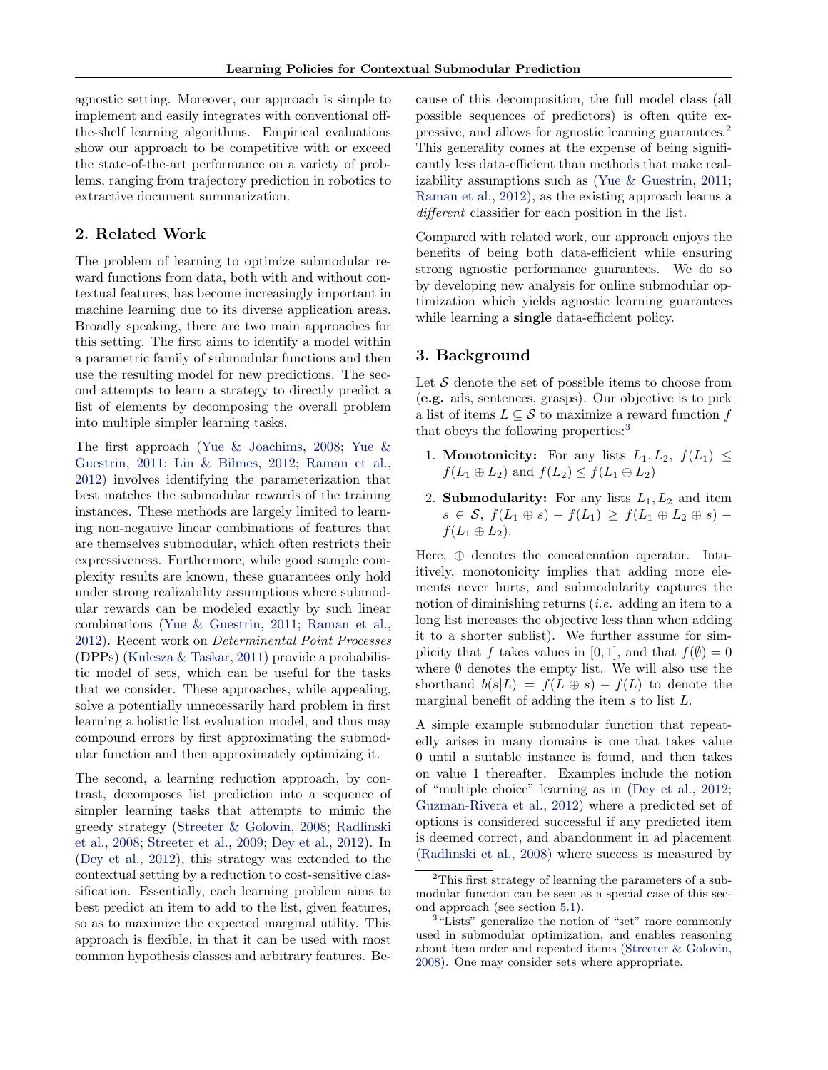agnostic setting. Moreover, our approach is simple to implement and easily integrates with conventional off-the-shelf learning algorithms. Empirical evaluations show our approach to be competitive with or exceed the state-of-the-art performance on a variety of problems, ranging from trajectory prediction in robotics to extractive document summarization.

## 2. Related Work

The problem of learning to optimize submodular reward functions from data, both with and without contextual features, has become increasingly important in machine learning due to its diverse application areas. Broadly speaking, there are two main approaches for this setting. The first aims to identify a model within a parametric family of submodular functions and then use the resulting model for new predictions. The second attempts to learn a strategy to directly predict a list of elements by decomposing the overall problem into multiple simpler learning tasks.

The first approach (Yue & Joachims, 2008; Yue & Guestrin, 2011; Lin & Bilmes, 2012; Raman et al., 2012) involves identifying the parameterization that best matches the submodular rewards of the training instances. These methods are largely limited to learning non-negative linear combinations of features that are themselves submodular, which often restricts their expressiveness. Furthermore, while good sample complexity results are known, these guarantees only hold under strong realizability assumptions where submodular rewards can be modeled exactly by such linear combinations (Yue & Guestrin, 2011; Raman et al., 2012). Recent work on *Determinental Point Processes* (DPPs) (Kulesza & Taskar, 2011) provide a probabilistic model of sets, which can be useful for the tasks that we consider. These approaches, while appealing, solve a potentially unnecessarily hard problem in first learning a holistic list evaluation model, and thus may compound errors by first approximating the submodular function and then approximately optimizing it.

The second, a learning reduction approach, by contrast, decomposes list prediction into a sequence of simpler learning tasks that attempts to mimic the greedy strategy (Streeter & Golovin, 2008; Radlinski et al., 2008; Streeter et al., 2009; Dey et al., 2012). In (Dey et al., 2012), this strategy was extended to the contextual setting by a reduction to cost-sensitive classification. Essentially, each learning problem aims to best predict an item to add to the list, given features, so as to maximize the expected marginal utility. This approach is flexible, in that it can be used with most common hypothesis classes and arbitrary features. Because of this decomposition, the full model class (all possible sequences of predictors) is often quite expressive, and allows for agnostic learning guarantees.[2] This generality comes at the expense of being significantly less data-efficient than methods that make realizability assumptions such as (Yue & Guestrin, 2011; Raman et al., 2012), as the existing approach learns a *different* classifier for each position in the list.

Compared with related work, our approach enjoys the benefits of being both data-efficient while ensuring strong agnostic performance guarantees. We do so by developing new analysis for online submodular optimization which yields agnostic learning guarantees while learning a **single** data-efficient policy.

## 3. Background

Let $\mathcal{S}$ denote the set of possible items to choose from (**e.g.** ads, sentences, grasps). Our objective is to pick a list of items $L \subseteq \mathcal{S}$ to maximize a reward function $f$ that obeys the following properties:[3]

1. **Monotonicity:** For any lists $L_1, L_2$, $f(L_1) \leq f(L_1 \oplus L_2)$ and $f(L_2) \leq f(L_1 \oplus L_2)$
2. **Submodularity:** For any lists $L_1, L_2$ and item $s \in \mathcal{S}$, $f(L_1 \oplus s) - f(L_1) \geq f(L_1 \oplus L_2 \oplus s) - f(L_1 \oplus L_2)$.

Here, $\oplus$ denotes the concatenation operator. Intuitively, monotonicity implies that adding more elements never hurts, and submodularity captures the notion of diminishing returns (*i.e.* adding an item to a long list increases the objective less than when adding it to a shorter sublist). We further assume for simplicity that $f$ takes values in $[0, 1]$, and that $f(\emptyset) = 0$ where $\emptyset$ denotes the empty list. We will also use the shorthand $b(s|L) = f(L \oplus s) - f(L)$ to denote the marginal benefit of adding the item $s$ to list $L$.

A simple example submodular function that repeatedly arises in many domains is one that takes value 0 until a suitable instance is found, and then takes on value 1 thereafter. Examples include the notion of "multiple choice" learning as in (Dey et al., 2012; Guzman-Rivera et al., 2012) where a predicted set of options is considered successful if any predicted item is deemed correct, and abandonment in ad placement (Radlinski et al., 2008) where success is measured by

[2] This first strategy of learning the parameters of a submodular function can be seen as a special case of this second approach (see section 5.1).

[3] "Lists" generalize the notion of "set" more commonly used in submodular optimization, and enables reasoning about item order and repeated items (Streeter & Golovin, 2008). One may consider sets where appropriate.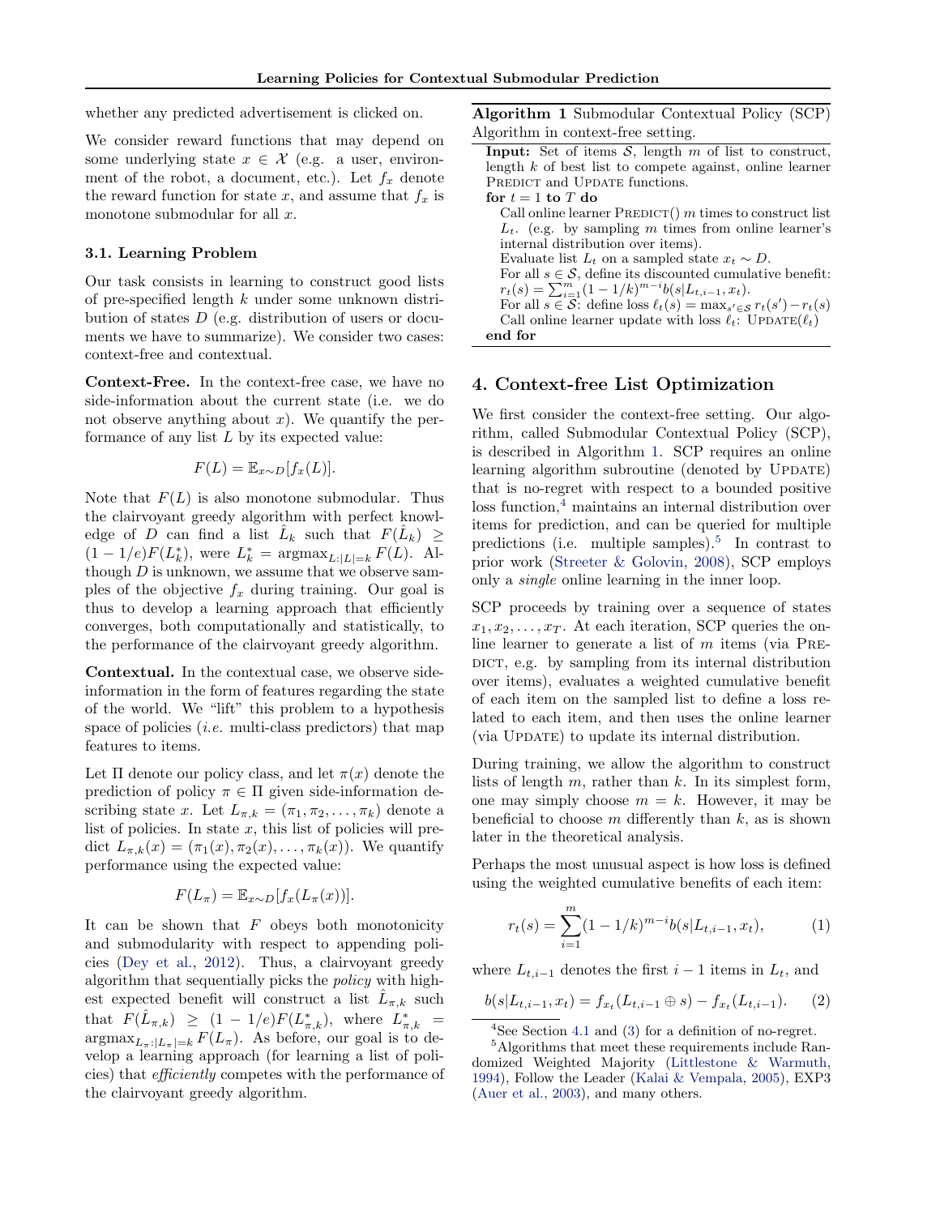whether any predicted advertisement is clicked on.

We consider reward functions that may depend on some underlying state $x \in \mathcal{X}$ (e.g. a user, environment of the robot, a document, etc.). Let $f_x$ denote the reward function for state $x$, and assume that $f_x$ is monotone submodular for all $x$.

### 3.1. Learning Problem

Our task consists in learning to construct good lists of pre-specified length $k$ under some unknown distribution of states $D$ (e.g. distribution of users or documents we have to summarize). We consider two cases: context-free and contextual.

**Context-Free.** In the context-free case, we have no side-information about the current state (i.e. we do not observe anything about $x$). We quantify the performance of any list $L$ by its expected value:

$$F(L) = \mathbb{E}_{x \sim D}[f_x(L)].$$

Note that $F(L)$ is also monotone submodular. Thus the clairvoyant greedy algorithm with perfect knowledge of $D$ can find a list $\hat{L}_k$ such that $F(\hat{L}_k) \geq (1 - 1/e)F(L^*_k)$, were $L^*_k = \text{argmax}_{L:|L|=k} F(L)$. Although $D$ is unknown, we assume that we observe samples of the objective $f_x$ during training. Our goal is thus to develop a learning approach that efficiently converges, both computationally and statistically, to the performance of the clairvoyant greedy algorithm.

**Contextual.** In the contextual case, we observe side-information in the form of features regarding the state of the world. We "lift" this problem to a hypothesis space of policies (*i.e.* multi-class predictors) that map features to items.

Let $\Pi$ denote our policy class, and let $\pi(x)$ denote the prediction of policy $\pi \in \Pi$ given side-information describing state $x$. Let $L_{\pi,k} = (\pi_1, \pi_2, \ldots, \pi_k)$ denote a list of policies. In state $x$, this list of policies will predict $L_{\pi,k}(x) = (\pi_1(x), \pi_2(x), \ldots, \pi_k(x))$. We quantify performance using the expected value:

$$F(L_\pi) = \mathbb{E}_{x \sim D}[f_x(L_\pi(x))].$$

It can be shown that $F$ obeys both monotonicity and submodularity with respect to appending policies (Dey et al., 2012). Thus, a clairvoyant greedy algorithm that sequentially picks the *policy* with highest expected benefit will construct a list $\hat{L}_{\pi,k}$ such that $F(\hat{L}_{\pi,k}) \geq (1 - 1/e)F(L^*_{\pi,k})$, where $L^*_{\pi,k} = \text{argmax}_{L_\pi:|L_\pi|=k} F(L_\pi)$. As before, our goal is to develop a learning approach (for learning a list of policies) that *efficiently* competes with the performance of the clairvoyant greedy algorithm.

**Algorithm 1** Submodular Contextual Policy (SCP) Algorithm in context-free setting.

**Input:** Set of items $\mathcal{S}$, length $m$ of list to construct, length $k$ of best list to compete against, online learner PREDICT and UPDATE functions.
**for** $t = 1$ **to** $T$ **do**
  Call online learner PREDICT() $m$ times to construct list $L_t$. (e.g. by sampling $m$ times from online learner's internal distribution over items).
  Evaluate list $L_t$ on a sampled state $x_t \sim D$.
  For all $s \in \mathcal{S}$, define its discounted cumulative benefit: $r_t(s) = \sum_{i=1}^{m} (1 - 1/k)^{m-i} b(s|L_{t,i-1}, x_t)$.
  For all $s \in \mathcal{S}$: define loss $\ell_t(s) = \max_{s' \in \mathcal{S}} r_t(s') - r_t(s)$
  Call online learner update with loss $\ell_t$: UPDATE($\ell_t$)
**end for**

## 4. Context-free List Optimization

We first consider the context-free setting. Our algorithm, called Submodular Contextual Policy (SCP), is described in Algorithm 1. SCP requires an online learning algorithm subroutine (denoted by UPDATE) that is no-regret with respect to a bounded positive loss function,[4] maintains an internal distribution over items for prediction, and can be queried for multiple predictions (i.e. multiple samples).[5] In contrast to prior work (Streeter & Golovin, 2008), SCP employs only a *single* online learning in the inner loop.

SCP proceeds by training over a sequence of states $x_1, x_2, \ldots, x_T$. At each iteration, SCP queries the online learner to generate a list of $m$ items (via PREDICT, e.g. by sampling from its internal distribution over items), evaluates a weighted cumulative benefit of each item on the sampled list to define a loss related to each item, and then uses the online learner (via UPDATE) to update its internal distribution.

During training, we allow the algorithm to construct lists of length $m$, rather than $k$. In its simplest form, one may simply choose $m = k$. However, it may be beneficial to choose $m$ differently than $k$, as is shown later in the theoretical analysis.

Perhaps the most unusual aspect is how loss is defined using the weighted cumulative benefits of each item:

$$r_t(s) = \sum_{i=1}^{m} (1 - 1/k)^{m-i} b(s|L_{t,i-1}, x_t), \qquad (1)$$

where $L_{t,i-1}$ denotes the first $i - 1$ items in $L_t$, and

$$b(s|L_{t,i-1}, x_t) = f_{x_t}(L_{t,i-1} \oplus s) - f_{x_t}(L_{t,i-1}). \qquad (2)$$

[4] See Section 4.1 and (3) for a definition of no-regret.

[5] Algorithms that meet these requirements include Randomized Weighted Majority (Littlestone & Warmuth, 1994), Follow the Leader (Kalai & Vempala, 2005), EXP3 (Auer et al., 2003), and many others.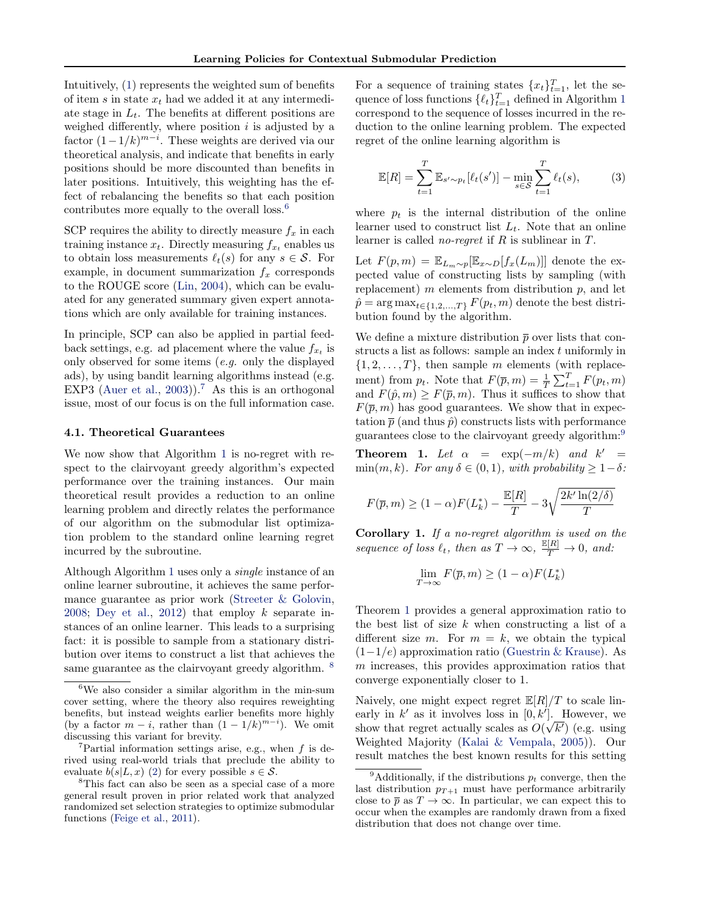Intuitively, (1) represents the weighted sum of benefits of item $s$ in state $x_t$ had we added it at any intermediate stage in $L_t$. The benefits at different positions are weighed differently, where position $i$ is adjusted by a factor $(1-1/k)^{m-i}$. These weights are derived via our theoretical analysis, and indicate that benefits in early positions should be more discounted than benefits in later positions. Intuitively, this weighting has the effect of rebalancing the benefits so that each position contributes more equally to the overall loss.[6]

SCP requires the ability to directly measure $f_x$ in each training instance $x_t$. Directly measuring $f_{x_t}$ enables us to obtain loss measurements $\ell_t(s)$ for any $s \in \mathcal{S}$. For example, in document summarization $f_x$ corresponds to the ROUGE score (Lin, 2004), which can be evaluated for any generated summary given expert annotations which are only available for training instances.

In principle, SCP can also be applied in partial feedback settings, e.g. ad placement where the value $f_{x_t}$ is only observed for some items (*e.g.* only the displayed ads), by using bandit learning algorithms instead (e.g. EXP3 (Auer et al., 2003)).[7] As this is an orthogonal issue, most of our focus is on the full information case.

### 4.1. Theoretical Guarantees

We now show that Algorithm 1 is no-regret with respect to the clairvoyant greedy algorithm's expected performance over the training instances. Our main theoretical result provides a reduction to an online learning problem and directly relates the performance of our algorithm on the submodular list optimization problem to the standard online learning regret incurred by the subroutine.

Although Algorithm 1 uses only a *single* instance of an online learner subroutine, it achieves the same performance guarantee as prior work (Streeter & Golovin, 2008; Dey et al., 2012) that employ $k$ separate instances of an online learner. This leads to a surprising fact: it is possible to sample from a stationary distribution over items to construct a list that achieves the same guarantee as the clairvoyant greedy algorithm.[8]

For a sequence of training states $\{x_t\}_{t=1}^T$, let the sequence of loss functions $\{\ell_t\}_{t=1}^T$ defined in Algorithm 1 correspond to the sequence of losses incurred in the reduction to the online learning problem. The expected regret of the online learning algorithm is

$$\mathbb{E}[R] = \sum_{t=1}^{T} \mathbb{E}_{s' \sim p_t}[\ell_t(s')] - \min_{s \in \mathcal{S}} \sum_{t=1}^{T} \ell_t(s), \tag{3}$$

where $p_t$ is the internal distribution of the online learner used to construct list $L_t$. Note that an online learner is called *no-regret* if $R$ is sublinear in $T$.

Let $F(p, m) = \mathbb{E}_{L_m \sim p}[\mathbb{E}_{x \sim D}[f_x(L_m)]]$ denote the expected value of constructing lists by sampling (with replacement) $m$ elements from distribution $p$, and let $\hat{p} = \arg\max_{t \in \{1,2,\ldots,T\}} F(p_t, m)$ denote the best distribution found by the algorithm.

We define a mixture distribution $\overline{p}$ over lists that constructs a list as follows: sample an index $t$ uniformly in $\{1, 2, \ldots, T\}$, then sample $m$ elements (with replacement) from $p_t$. Note that $F(\overline{p}, m) = \frac{1}{T}\sum_{t=1}^{T} F(p_t, m)$ and $F(\hat{p}, m) \geq F(\overline{p}, m)$. Thus it suffices to show that $F(\overline{p}, m)$ has good guarantees. We show that in expectation $\overline{p}$ (and thus $\hat{p}$) constructs lists with performance guarantees close to the clairvoyant greedy algorithm:[9]

**Theorem 1.** *Let $\alpha = \exp(-m/k)$ and $k' = \min(m, k)$. For any $\delta \in (0, 1)$, with probability $\geq 1-\delta$:*

$$F(\overline{p}, m) \geq (1-\alpha)F(L_k^*) - \frac{\mathbb{E}[R]}{T} - 3\sqrt{\frac{2k' \ln(2/\delta)}{T}}$$

**Corollary 1.** *If a no-regret algorithm is used on the sequence of loss $\ell_t$, then as $T \to \infty$, $\frac{\mathbb{E}[R]}{T} \to 0$, and:*

$$\lim_{T \to \infty} F(\overline{p}, m) \geq (1-\alpha)F(L_k^*)$$

Theorem 1 provides a general approximation ratio to the best list of size $k$ when constructing a list of a different size $m$. For $m = k$, we obtain the typical $(1-1/e)$ approximation ratio (Guestrin & Krause). As $m$ increases, this provides approximation ratios that converge exponentially closer to 1.

Naively, one might expect regret $\mathbb{E}[R]/T$ to scale linearly in $k'$ as it involves loss in $[0, k']$. However, we show that regret actually scales as $O(\sqrt{k'})$ (e.g. using Weighted Majority (Kalai & Vempala, 2005)). Our result matches the best known results for this setting

---

[6] We also consider a similar algorithm in the min-sum cover setting, where the theory also requires reweighting benefits, but instead weights earlier benefits more highly (by a factor $m-i$, rather than $(1-1/k)^{m-i}$). We omit discussing this variant for brevity.

[7] Partial information settings arise, e.g., when $f$ is derived using real-world trials that preclude the ability to evaluate $b(s|L, x)$ (2) for every possible $s \in \mathcal{S}$.

[8] This fact can also be seen as a special case of a more general result proven in prior related work that analyzed randomized set selection strategies to optimize submodular functions (Feige et al., 2011).

[9] Additionally, if the distributions $p_t$ converge, then the last distribution $p_{T+1}$ must have performance arbitrarily close to $\overline{p}$ as $T \to \infty$. In particular, we can expect this to occur when the examples are randomly drawn from a fixed distribution that does not change over time.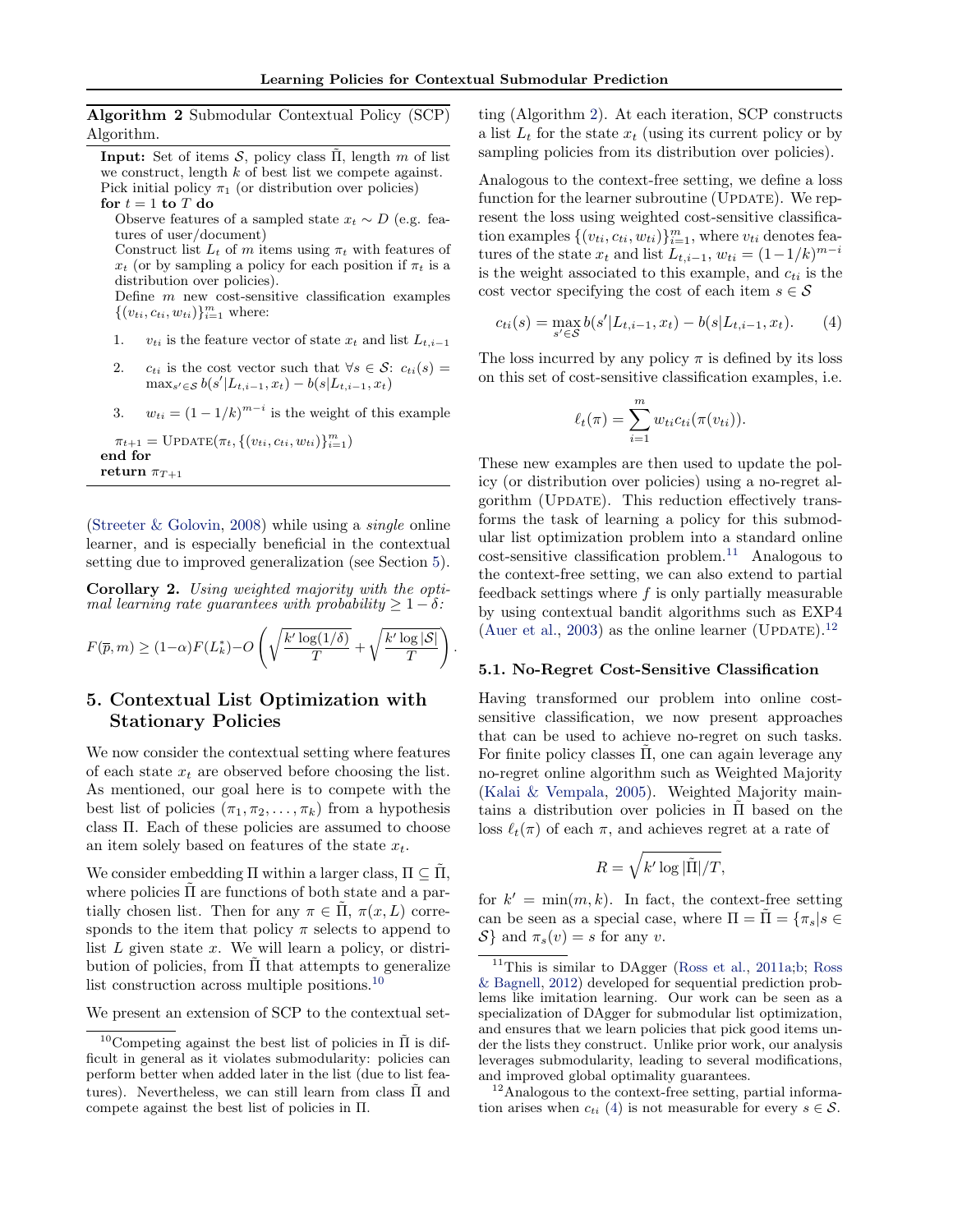**Algorithm 2** Submodular Contextual Policy (SCP) Algorithm.

**Input:** Set of items $\mathcal{S}$, policy class $\tilde{\Pi}$, length $m$ of list we construct, length $k$ of best list we compete against.
Pick initial policy $\pi_1$ (or distribution over policies)
**for** $t = 1$ **to** $T$ **do**
  Observe features of a sampled state $x_t \sim D$ (e.g. features of user/document)
  Construct list $L_t$ of $m$ items using $\pi_t$ with features of $x_t$ (or by sampling a policy for each position if $\pi_t$ is a distribution over policies).
  Define $m$ new cost-sensitive classification examples $\{(v_{ti}, c_{ti}, w_{ti})\}_{i=1}^m$ where:

1. $v_{ti}$ is the feature vector of state $x_t$ and list $L_{t,i-1}$
2. $c_{ti}$ is the cost vector such that $\forall s \in \mathcal{S}$: $c_{ti}(s) = \max_{s' \in \mathcal{S}} b(s'|L_{t,i-1}, x_t) - b(s|L_{t,i-1}, x_t)$
3. $w_{ti} = (1 - 1/k)^{m-i}$ is the weight of this example

  $\pi_{t+1} = \text{UPDATE}(\pi_t, \{(v_{ti}, c_{ti}, w_{ti})\}_{i=1}^m)$
**end for**
**return** $\pi_{T+1}$

(Streeter & Golovin, 2008) while using a *single* online learner, and is especially beneficial in the contextual setting due to improved generalization (see Section 5).

**Corollary 2.** *Using weighted majority with the optimal learning rate guarantees with probability $\geq 1 - \delta$:*

$$F(\overline{p}, m) \geq (1-\alpha)F(L_k^*) - O\left(\sqrt{\frac{k' \log(1/\delta)}{T}} + \sqrt{\frac{k' \log |\mathcal{S}|}{T}}\right).$$

## 5. Contextual List Optimization with Stationary Policies

We now consider the contextual setting where features of each state $x_t$ are observed before choosing the list. As mentioned, our goal here is to compete with the best list of policies $(\pi_1, \pi_2, \ldots, \pi_k)$ from a hypothesis class $\Pi$. Each of these policies are assumed to choose an item solely based on features of the state $x_t$.

We consider embedding $\Pi$ within a larger class, $\Pi \subseteq \tilde{\Pi}$, where policies $\tilde{\Pi}$ are functions of both state and a partially chosen list. Then for any $\pi \in \tilde{\Pi}$, $\pi(x, L)$ corresponds to the item that policy $\pi$ selects to append to list $L$ given state $x$. We will learn a policy, or distribution of policies, from $\tilde{\Pi}$ that attempts to generalize list construction across multiple positions.[10]

We present an extension of SCP to the contextual setting (Algorithm 2). At each iteration, SCP constructs a list $L_t$ for the state $x_t$ (using its current policy or by sampling policies from its distribution over policies).

Analogous to the context-free setting, we define a loss function for the learner subroutine (UPDATE). We represent the loss using weighted cost-sensitive classification examples $\{(v_{ti}, c_{ti}, w_{ti})\}_{i=1}^m$, where $v_{ti}$ denotes features of the state $x_t$ and list $L_{t,i-1}$, $w_{ti} = (1-1/k)^{m-i}$ is the weight associated to this example, and $c_{ti}$ is the cost vector specifying the cost of each item $s \in \mathcal{S}$

$$c_{ti}(s) = \max_{s' \in \mathcal{S}} b(s'|L_{t,i-1}, x_t) - b(s|L_{t,i-1}, x_t). \tag{4}$$

The loss incurred by any policy $\pi$ is defined by its loss on this set of cost-sensitive classification examples, i.e.

$$\ell_t(\pi) = \sum_{i=1}^m w_{ti} c_{ti}(\pi(v_{ti})).$$

These new examples are then used to update the policy (or distribution over policies) using a no-regret algorithm (UPDATE). This reduction effectively transforms the task of learning a policy for this submodular list optimization problem into a standard online cost-sensitive classification problem.[11] Analogous to the context-free setting, we can also extend to partial feedback settings where $f$ is only partially measurable by using contextual bandit algorithms such as EXP4 (Auer et al., 2003) as the online learner (UPDATE).[12]

### 5.1. No-Regret Cost-Sensitive Classification

Having transformed our problem into online cost-sensitive classification, we now present approaches that can be used to achieve no-regret on such tasks. For finite policy classes $\tilde{\Pi}$, one can again leverage any no-regret online algorithm such as Weighted Majority (Kalai & Vempala, 2005). Weighted Majority maintains a distribution over policies in $\tilde{\Pi}$ based on the loss $\ell_t(\pi)$ of each $\pi$, and achieves regret at a rate of

$$R = \sqrt{k' \log |\tilde{\Pi}|/T},$$

for $k' = \min(m, k)$. In fact, the context-free setting can be seen as a special case, where $\Pi = \tilde{\Pi} = \{\pi_s | s \in \mathcal{S}\}$ and $\pi_s(v) = s$ for any $v$.

[10] Competing against the best list of policies in $\tilde{\Pi}$ is difficult in general as it violates submodularity: policies can perform better when added later in the list (due to list features). Nevertheless, we can still learn from class $\tilde{\Pi}$ and compete against the best list of policies in $\Pi$.

[11] This is similar to DAgger (Ross et al., 2011a;b; Ross & Bagnell, 2012) developed for sequential prediction problems like imitation learning. Our work can be seen as a specialization of DAgger for submodular list optimization, and ensures that we learn policies that pick good items under the lists they construct. Unlike prior work, our analysis leverages submodularity, leading to several modifications, and improved global optimality guarantees.

[12] Analogous to the context-free setting, partial information arises when $c_{ti}$ (4) is not measurable for every $s \in \mathcal{S}$.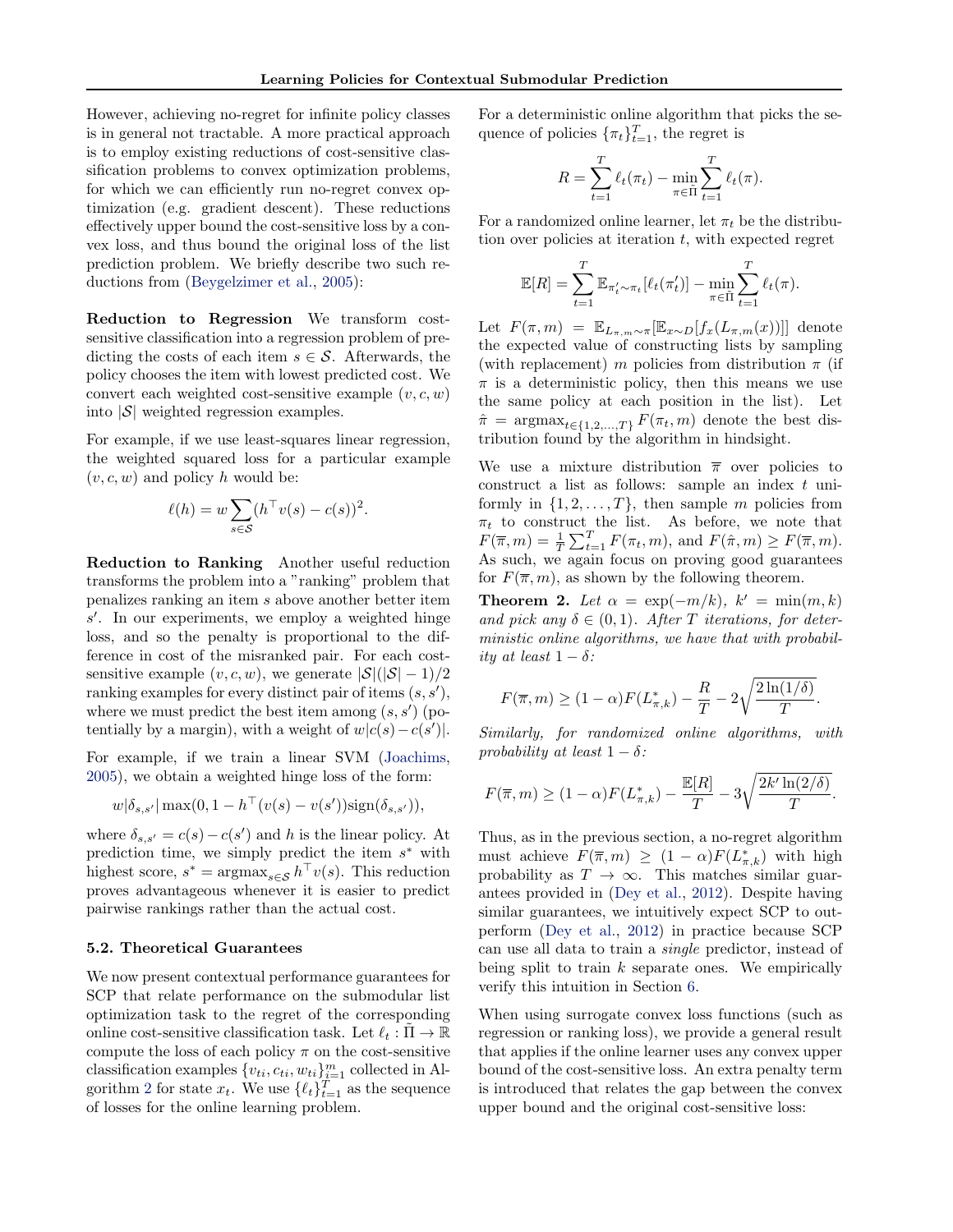However, achieving no-regret for infinite policy classes is in general not tractable. A more practical approach is to employ existing reductions of cost-sensitive classification problems to convex optimization problems, for which we can efficiently run no-regret convex optimization (e.g. gradient descent). These reductions effectively upper bound the cost-sensitive loss by a convex loss, and thus bound the original loss of the list prediction problem. We briefly describe two such reductions from (Beygelzimer et al., 2005):

**Reduction to Regression** We transform cost-sensitive classification into a regression problem of predicting the costs of each item $s \in \mathcal{S}$. Afterwards, the policy chooses the item with lowest predicted cost. We convert each weighted cost-sensitive example $(v, c, w)$ into $|\mathcal{S}|$ weighted regression examples.

For example, if we use least-squares linear regression, the weighted squared loss for a particular example $(v, c, w)$ and policy $h$ would be:

$$\ell(h) = w \sum_{s \in \mathcal{S}} (h^\top v(s) - c(s))^2.$$

**Reduction to Ranking** Another useful reduction transforms the problem into a "ranking" problem that penalizes ranking an item $s$ above another better item $s'$. In our experiments, we employ a weighted hinge loss, and so the penalty is proportional to the difference in cost of the misranked pair. For each cost-sensitive example $(v, c, w)$, we generate $|\mathcal{S}|(|\mathcal{S}|-1)/2$ ranking examples for every distinct pair of items $(s, s')$, where we must predict the best item among $(s, s')$ (potentially by a margin), with a weight of $w|c(s) - c(s')|$.

For example, if we train a linear SVM (Joachims, 2005), we obtain a weighted hinge loss of the form:

$$w|\delta_{s,s'}| \max(0, 1 - h^\top (v(s) - v(s')) \text{sign}(\delta_{s,s'})),$$

where $\delta_{s,s'} = c(s) - c(s')$ and $h$ is the linear policy. At prediction time, we simply predict the item $s^*$ with highest score, $s^* = \text{argmax}_{s \in \mathcal{S}} h^\top v(s)$. This reduction proves advantageous whenever it is easier to predict pairwise rankings rather than the actual cost.

### 5.2. Theoretical Guarantees

We now present contextual performance guarantees for SCP that relate performance on the submodular list optimization task to the regret of the corresponding online cost-sensitive classification task. Let $\ell_t : \tilde{\Pi} \to \mathbb{R}$ compute the loss of each policy $\pi$ on the cost-sensitive classification examples $\{v_{ti}, c_{ti}, w_{ti}\}_{i=1}^m$ collected in Algorithm 2 for state $x_t$. We use $\{\ell_t\}_{t=1}^T$ as the sequence of losses for the online learning problem.

For a deterministic online algorithm that picks the sequence of policies $\{\pi_t\}_{t=1}^T$, the regret is

$$R = \sum_{t=1}^T \ell_t(\pi_t) - \min_{\pi \in \tilde{\Pi}} \sum_{t=1}^T \ell_t(\pi).$$

For a randomized online learner, let $\pi_t$ be the distribution over policies at iteration $t$, with expected regret

$$\mathbb{E}[R] = \sum_{t=1}^T \mathbb{E}_{\pi'_t \sim \pi_t}[\ell_t(\pi'_t)] - \min_{\pi \in \tilde{\Pi}} \sum_{t=1}^T \ell_t(\pi).$$

Let $F(\pi, m) = \mathbb{E}_{L_{\pi,m} \sim \pi}[\mathbb{E}_{x \sim D}[f_x(L_{\pi,m}(x))]]$ denote the expected value of constructing lists by sampling (with replacement) $m$ policies from distribution $\pi$ (if $\pi$ is a deterministic policy, then this means we use the same policy at each position in the list). Let $\hat{\pi} = \text{argmax}_{t \in \{1,2,\ldots,T\}} F(\pi_t, m)$ denote the best distribution found by the algorithm in hindsight.

We use a mixture distribution $\overline{\pi}$ over policies to construct a list as follows: sample an index $t$ uniformly in $\{1, 2, \ldots, T\}$, then sample $m$ policies from $\pi_t$ to construct the list. As before, we note that $F(\overline{\pi}, m) = \frac{1}{T}\sum_{t=1}^T F(\pi_t, m)$, and $F(\hat{\pi}, m) \geq F(\overline{\pi}, m)$. As such, we again focus on proving good guarantees for $F(\overline{\pi}, m)$, as shown by the following theorem.

**Theorem 2.** *Let $\alpha = \exp(-m/k)$, $k' = \min(m, k)$ and pick any $\delta \in (0, 1)$. After $T$ iterations, for deterministic online algorithms, we have that with probability at least $1 - \delta$:*

$$F(\overline{\pi}, m) \geq (1 - \alpha) F(L^*_{\pi,k}) - \frac{R}{T} - 2\sqrt{\frac{2\ln(1/\delta)}{T}}.$$

*Similarly, for randomized online algorithms, with probability at least $1 - \delta$:*

$$F(\overline{\pi}, m) \geq (1 - \alpha) F(L^*_{\pi,k}) - \frac{\mathbb{E}[R]}{T} - 3\sqrt{\frac{2k'\ln(2/\delta)}{T}}.$$

Thus, as in the previous section, a no-regret algorithm must achieve $F(\overline{\pi}, m) \geq (1 - \alpha) F(L^*_{\pi,k})$ with high probability as $T \to \infty$. This matches similar guarantees provided in (Dey et al., 2012). Despite having similar guarantees, we intuitively expect SCP to outperform (Dey et al., 2012) in practice because SCP can use all data to train a *single* predictor, instead of being split to train $k$ separate ones. We empirically verify this intuition in Section 6.

When using surrogate convex loss functions (such as regression or ranking loss), we provide a general result that applies if the online learner uses any convex upper bound of the cost-sensitive loss. An extra penalty term is introduced that relates the gap between the convex upper bound and the original cost-sensitive loss: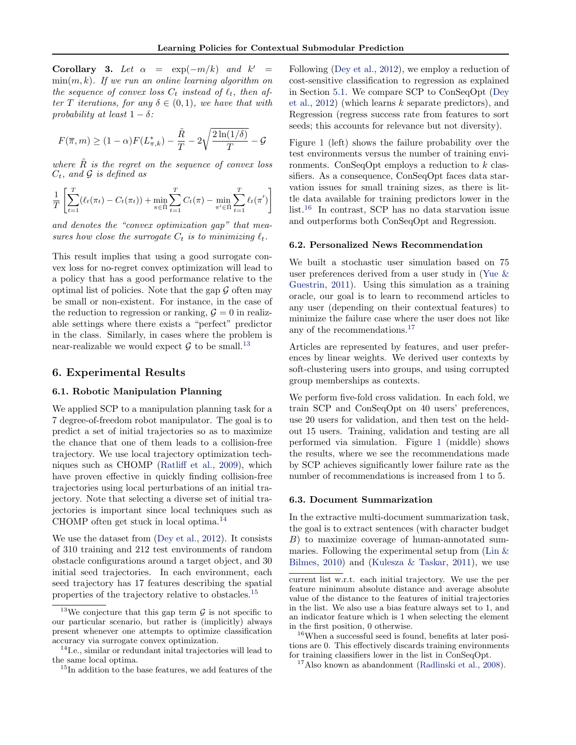**Corollary 3.** *Let $\alpha = \exp(-m/k)$ and $k' = \min(m,k)$. If we run an online learning algorithm on the sequence of convex loss $C_t$ instead of $\ell_t$, then after $T$ iterations, for any $\delta \in (0,1)$, we have that with probability at least $1-\delta$:*

$$F(\overline{\pi}, m) \geq (1-\alpha)F(L^*_{\pi,k}) - \frac{\tilde{R}}{T} - 2\sqrt{\frac{2\ln(1/\delta)}{T}} - \mathcal{G}$$

*where $\tilde{R}$ is the regret on the sequence of convex loss $C_t$, and $\mathcal{G}$ is defined as*

$$\frac{1}{T}\left[\sum_{t=1}^{T}(\ell_t(\pi_t) - C_t(\pi_t)) + \min_{\pi \in \tilde{\Pi}} \sum_{t=1}^{T} C_t(\pi) - \min_{\pi' \in \tilde{\Pi}} \sum_{t=1}^{T} \ell_t(\pi')\right]$$

*and denotes the "convex optimization gap" that measures how close the surrogate $C_t$ is to minimizing $\ell_t$.*

This result implies that using a good surrogate convex loss for no-regret convex optimization will lead to a policy that has a good performance relative to the optimal list of policies. Note that the gap $\mathcal{G}$ often may be small or non-existent. For instance, in the case of the reduction to regression or ranking, $\mathcal{G} = 0$ in realizable settings where there exists a "perfect" predictor in the class. Similarly, in cases where the problem is near-realizable we would expect $\mathcal{G}$ to be small.[13]

## 6. Experimental Results

### 6.1. Robotic Manipulation Planning

We applied SCP to a manipulation planning task for a 7 degree-of-freedom robot manipulator. The goal is to predict a set of initial trajectories so as to maximize the chance that one of them leads to a collision-free trajectory. We use local trajectory optimization techniques such as CHOMP (Ratliff et al., 2009), which have proven effective in quickly finding collision-free trajectories using local perturbations of an initial trajectory. Note that selecting a diverse set of initial trajectories is important since local techniques such as CHOMP often get stuck in local optima.[14]

We use the dataset from (Dey et al., 2012). It consists of 310 training and 212 test environments of random obstacle configurations around a target object, and 30 initial seed trajectories. In each environment, each seed trajectory has 17 features describing the spatial properties of the trajectory relative to obstacles.[15]

Following (Dey et al., 2012), we employ a reduction of cost-sensitive classification to regression as explained in Section 5.1. We compare SCP to ConSeqOpt (Dey et al., 2012) (which learns $k$ separate predictors), and Regression (regress success rate from features to sort seeds; this accounts for relevance but not diversity).

Figure 1 (left) shows the failure probability over the test environments versus the number of training environments. ConSeqOpt employs a reduction to $k$ classifiers. As a consequence, ConSeqOpt faces data starvation issues for small training sizes, as there is little data available for training predictors lower in the list.[16] In contrast, SCP has no data starvation issue and outperforms both ConSeqOpt and Regression.

### 6.2. Personalized News Recommendation

We built a stochastic user simulation based on 75 user preferences derived from a user study in (Yue & Guestrin, 2011). Using this simulation as a training oracle, our goal is to learn to recommend articles to any user (depending on their contextual features) to minimize the failure case where the user does not like any of the recommendations.[17]

Articles are represented by features, and user preferences by linear weights. We derived user contexts by soft-clustering users into groups, and using corrupted group memberships as contexts.

We perform five-fold cross validation. In each fold, we train SCP and ConSeqOpt on 40 users' preferences, use 20 users for validation, and then test on the held-out 15 users. Training, validation and testing are all performed via simulation. Figure 1 (middle) shows the results, where we see the recommendations made by SCP achieves significantly lower failure rate as the number of recommendations is increased from 1 to 5.

### 6.3. Document Summarization

In the extractive multi-document summarization task, the goal is to extract sentences (with character budget $B$) to maximize coverage of human-annotated summaries. Following the experimental setup from (Lin & Bilmes, 2010) and (Kulesza & Taskar, 2011), we use

---

[13] We conjecture that this gap term $\mathcal{G}$ is not specific to our particular scenario, but rather is (implicitly) always present whenever one attempts to optimize classification accuracy via surrogate convex optimization.

[14] I.e., similar or redundant inital trajectories will lead to the same local optima.

[15] In addition to the base features, we add features of the current list w.r.t. each initial trajectory. We use the per feature minimum absolute distance and average absolute value of the distance to the features of initial trajectories in the list. We also use a bias feature always set to 1, and an indicator feature which is 1 when selecting the element in the first position, 0 otherwise.

[16] When a successful seed is found, benefits at later positions are 0. This effectively discards training environments for training classifiers lower in the list in ConSeqOpt.

[17] Also known as abandonment (Radlinski et al., 2008).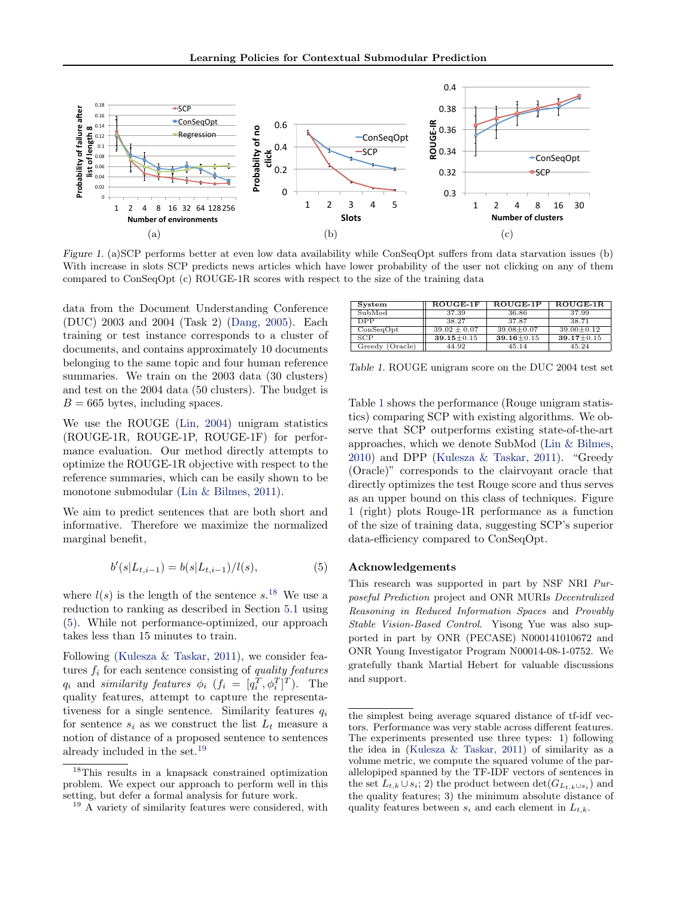Figure 1. (a)SCP performs better at even low data availability while ConSeqOpt suffers from data starvation issues (b) With increase in slots SCP predicts news articles which have lower probability of the user not clicking on any of them compared to ConSeqOpt (c) ROUGE-1R scores with respect to the size of the training data

data from the Document Understanding Conference (DUC) 2003 and 2004 (Task 2) (Dang, 2005). Each training or test instance corresponds to a cluster of documents, and contains approximately 10 documents belonging to the same topic and four human reference summaries. We train on the 2003 data (30 clusters) and test on the 2004 data (50 clusters). The budget is $B = 665$ bytes, including spaces.

We use the ROUGE (Lin, 2004) unigram statistics (ROUGE-1R, ROUGE-1P, ROUGE-1F) for performance evaluation. Our method directly attempts to optimize the ROUGE-1R objective with respect to the reference summaries, which can be easily shown to be monotone submodular (Lin & Bilmes, 2011).

We aim to predict sentences that are both short and informative. Therefore we maximize the normalized marginal benefit,

$$b'(s|L_{t,i-1}) = b(s|L_{t,i-1})/l(s), \tag{5}$$

where $l(s)$ is the length of the sentence $s$.[18] We use a reduction to ranking as described in Section 5.1 using (5). While not performance-optimized, our approach takes less than 15 minutes to train.

Following (Kulesza & Taskar, 2011), we consider features $f_i$ for each sentence consisting of *quality features* $q_i$ and *similarity features* $\phi_i$ ($f_i = [q_i^T, \phi_i^T]^T$). The quality features, attempt to capture the representativeness for a single sentence. Similarity features $q_i$ for sentence $s_i$ as we construct the list $L_t$ measure a notion of distance of a proposed sentence to sentences already included in the set.[19]

| System | ROUGE-1F | ROUGE-1P | ROUGE-1R |
|---|---|---|---|
| SubMod | 37.39 | 36.86 | 37.99 |
| DPP | 38.27 | 37.87 | 38.71 |
| ConSeqOpt | 39.02 ± 0.07 | 39.08±0.07 | 39.00±0.12 |
| SCP | **39.15**±0.15 | **39.16**±0.15 | **39.17**±0.15 |
| Greedy (Oracle) | 44.92 | 45.14 | 45.24 |

Table 1. ROUGE unigram score on the DUC 2004 test set

Table 1 shows the performance (Rouge unigram statistics) comparing SCP with existing algorithms. We observe that SCP outperforms existing state-of-the-art approaches, which we denote SubMod (Lin & Bilmes, 2010) and DPP (Kulesza & Taskar, 2011). "Greedy (Oracle)" corresponds to the clairvoyant oracle that directly optimizes the test Rouge score and thus serves as an upper bound on this class of techniques. Figure 1 (right) plots Rouge-1R performance as a function of the size of training data, suggesting SCP's superior data-efficiency compared to ConSeqOpt.

## Acknowledgements

This research was supported in part by NSF NRI *Purposeful Prediction* project and ONR MURIs *Decentralized Reasoning in Reduced Information Spaces* and *Provably Stable Vision-Based Control*. Yisong Yue was also supported in part by ONR (PECASE) N000141010672 and ONR Young Investigator Program N00014-08-1-0752. We gratefully thank Martial Hebert for valuable discussions and support.

[18] This results in a knapsack constrained optimization problem. We expect our approach to perform well in this setting, but defer a formal analysis for future work.

[19] A variety of similarity features were considered, with the simplest being average squared distance of tf-idf vectors. Performance was very stable across different features. The experiments presented use three types: 1) following the idea in (Kulesza & Taskar, 2011) of similarity as a volume metric, we compute the squared volume of the parallelopiped spanned by the TF-IDF vectors of sentences in the set $L_{t,k} \cup s_i$; 2) the product between $\det(G_{L_{t,k} \cup s_i})$ and the quality features; 3) the minimum absolute distance of quality features between $s_i$ and each element in $L_{t,k}$.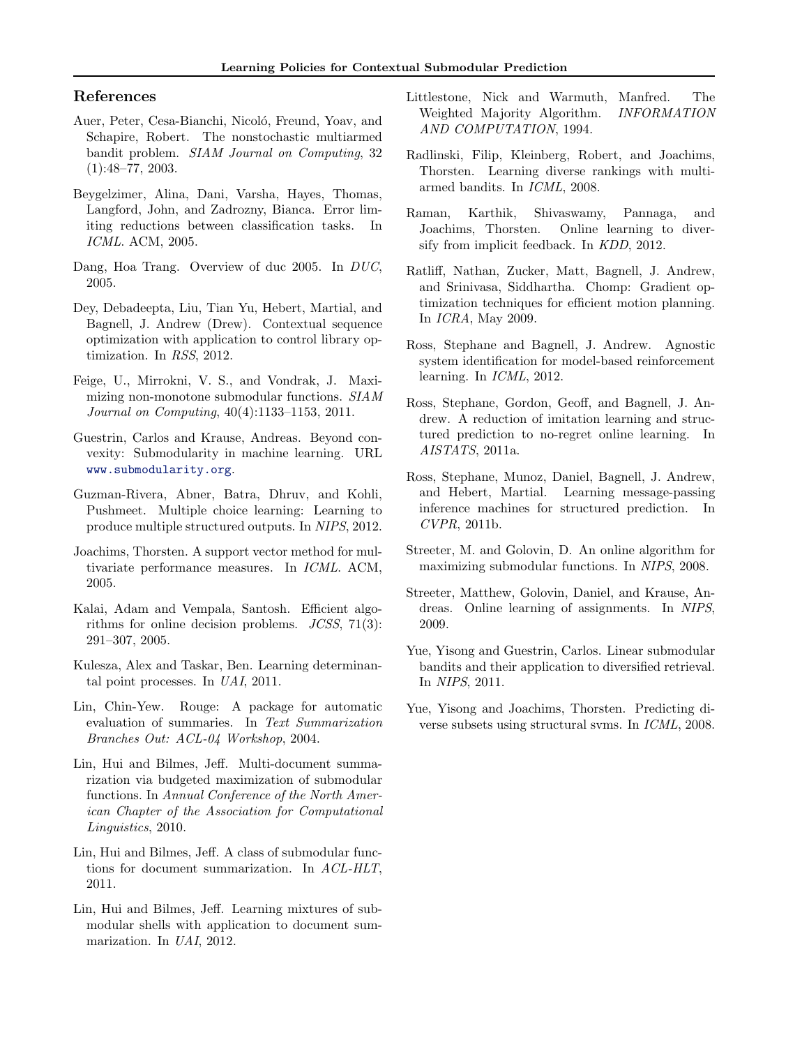## References

Auer, Peter, Cesa-Bianchi, Nicoló, Freund, Yoav, and Schapire, Robert. The nonstochastic multiarmed bandit problem. *SIAM Journal on Computing*, 32 (1):48–77, 2003.

Beygelzimer, Alina, Dani, Varsha, Hayes, Thomas, Langford, John, and Zadrozny, Bianca. Error limiting reductions between classification tasks. In *ICML*. ACM, 2005.

Dang, Hoa Trang. Overview of duc 2005. In *DUC*, 2005.

Dey, Debadeepta, Liu, Tian Yu, Hebert, Martial, and Bagnell, J. Andrew (Drew). Contextual sequence optimization with application to control library optimization. In *RSS*, 2012.

Feige, U., Mirrokni, V. S., and Vondrak, J. Maximizing non-monotone submodular functions. *SIAM Journal on Computing*, 40(4):1133–1153, 2011.

Guestrin, Carlos and Krause, Andreas. Beyond convexity: Submodularity in machine learning. URL www.submodularity.org.

Guzman-Rivera, Abner, Batra, Dhruv, and Kohli, Pushmeet. Multiple choice learning: Learning to produce multiple structured outputs. In *NIPS*, 2012.

Joachims, Thorsten. A support vector method for multivariate performance measures. In *ICML*. ACM, 2005.

Kalai, Adam and Vempala, Santosh. Efficient algorithms for online decision problems. *JCSS*, 71(3): 291–307, 2005.

Kulesza, Alex and Taskar, Ben. Learning determinantal point processes. In *UAI*, 2011.

Lin, Chin-Yew. Rouge: A package for automatic evaluation of summaries. In *Text Summarization Branches Out: ACL-04 Workshop*, 2004.

Lin, Hui and Bilmes, Jeff. Multi-document summarization via budgeted maximization of submodular functions. In *Annual Conference of the North American Chapter of the Association for Computational Linguistics*, 2010.

Lin, Hui and Bilmes, Jeff. A class of submodular functions for document summarization. In *ACL-HLT*, 2011.

Lin, Hui and Bilmes, Jeff. Learning mixtures of submodular shells with application to document summarization. In *UAI*, 2012.

Littlestone, Nick and Warmuth, Manfred. The Weighted Majority Algorithm. *INFORMATION AND COMPUTATION*, 1994.

Radlinski, Filip, Kleinberg, Robert, and Joachims, Thorsten. Learning diverse rankings with multi-armed bandits. In *ICML*, 2008.

Raman, Karthik, Shivaswamy, Pannaga, and Joachims, Thorsten. Online learning to diversify from implicit feedback. In *KDD*, 2012.

Ratliff, Nathan, Zucker, Matt, Bagnell, J. Andrew, and Srinivasa, Siddhartha. Chomp: Gradient optimization techniques for efficient motion planning. In *ICRA*, May 2009.

Ross, Stephane and Bagnell, J. Andrew. Agnostic system identification for model-based reinforcement learning. In *ICML*, 2012.

Ross, Stephane, Gordon, Geoff, and Bagnell, J. Andrew. A reduction of imitation learning and structured prediction to no-regret online learning. In *AISTATS*, 2011a.

Ross, Stephane, Munoz, Daniel, Bagnell, J. Andrew, and Hebert, Martial. Learning message-passing inference machines for structured prediction. In *CVPR*, 2011b.

Streeter, M. and Golovin, D. An online algorithm for maximizing submodular functions. In *NIPS*, 2008.

Streeter, Matthew, Golovin, Daniel, and Krause, Andreas. Online learning of assignments. In *NIPS*, 2009.

Yue, Yisong and Guestrin, Carlos. Linear submodular bandits and their application to diversified retrieval. In *NIPS*, 2011.

Yue, Yisong and Joachims, Thorsten. Predicting diverse subsets using structural svms. In *ICML*, 2008.